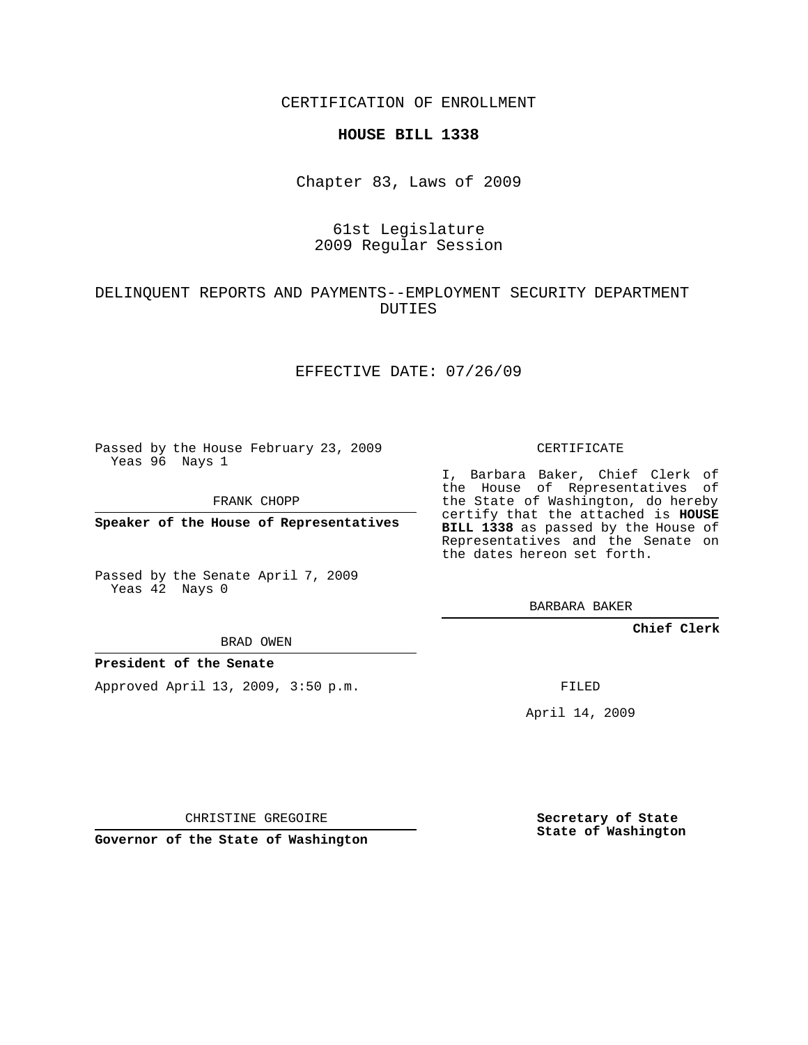CERTIFICATION OF ENROLLMENT

**HOUSE BILL 1338**

Chapter 83, Laws of 2009

61st Legislature
2009 Regular Session

DELINQUENT REPORTS AND PAYMENTS--EMPLOYMENT SECURITY DEPARTMENT DUTIES

EFFECTIVE DATE: 07/26/09

Passed by the House February 23, 2009
Yeas 96 Nays 1

FRANK CHOPP

**Speaker of the House of Representatives**

Passed by the Senate April 7, 2009
Yeas 42 Nays 0

BRAD OWEN

**President of the Senate**

Approved April 13, 2009, 3:50 p.m.

CHRISTINE GREGOIRE

**Governor of the State of Washington**

CERTIFICATE

I, Barbara Baker, Chief Clerk of the House of Representatives of the State of Washington, do hereby certify that the attached is **HOUSE BILL 1338** as passed by the House of Representatives and the Senate on the dates hereon set forth.

BARBARA BAKER

**Chief Clerk**

FILED

April 14, 2009

**Secretary of State**
**State of Washington**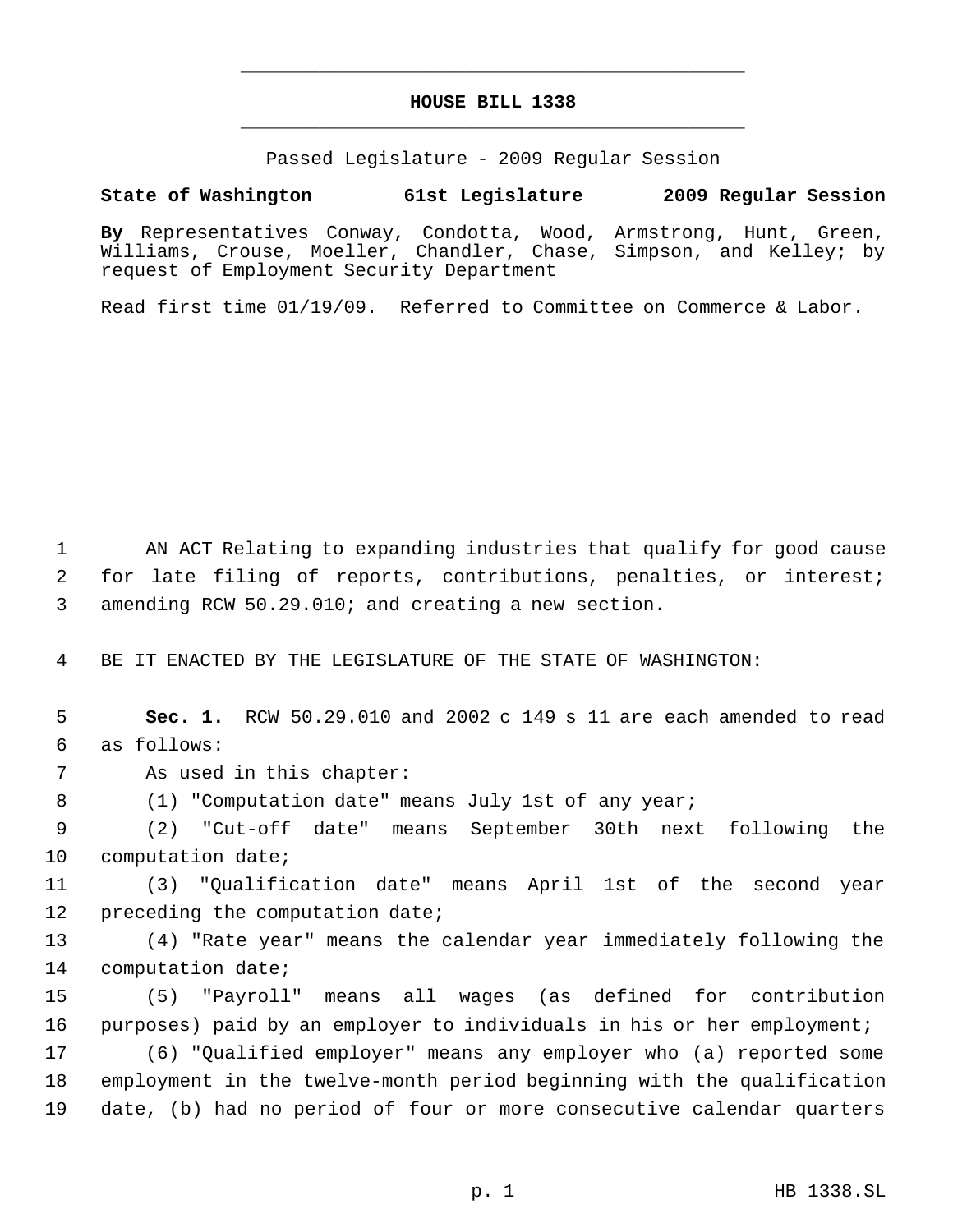**HOUSE BILL 1338**

Passed Legislature - 2009 Regular Session

**State of Washington 61st Legislature 2009 Regular Session**

**By** Representatives Conway, Condotta, Wood, Armstrong, Hunt, Green, Williams, Crouse, Moeller, Chandler, Chase, Simpson, and Kelley; by request of Employment Security Department

Read first time 01/19/09. Referred to Committee on Commerce & Labor.

AN ACT Relating to expanding industries that qualify for good cause for late filing of reports, contributions, penalties, or interest; amending RCW 50.29.010; and creating a new section.

BE IT ENACTED BY THE LEGISLATURE OF THE STATE OF WASHINGTON:

**Sec. 1.** RCW 50.29.010 and 2002 c 149 s 11 are each amended to read as follows:

As used in this chapter:

(1) "Computation date" means July 1st of any year;

(2) "Cut-off date" means September 30th next following the computation date;

(3) "Qualification date" means April 1st of the second year preceding the computation date;

(4) "Rate year" means the calendar year immediately following the computation date;

(5) "Payroll" means all wages (as defined for contribution purposes) paid by an employer to individuals in his or her employment;

(6) "Qualified employer" means any employer who (a) reported some employment in the twelve-month period beginning with the qualification date, (b) had no period of four or more consecutive calendar quarters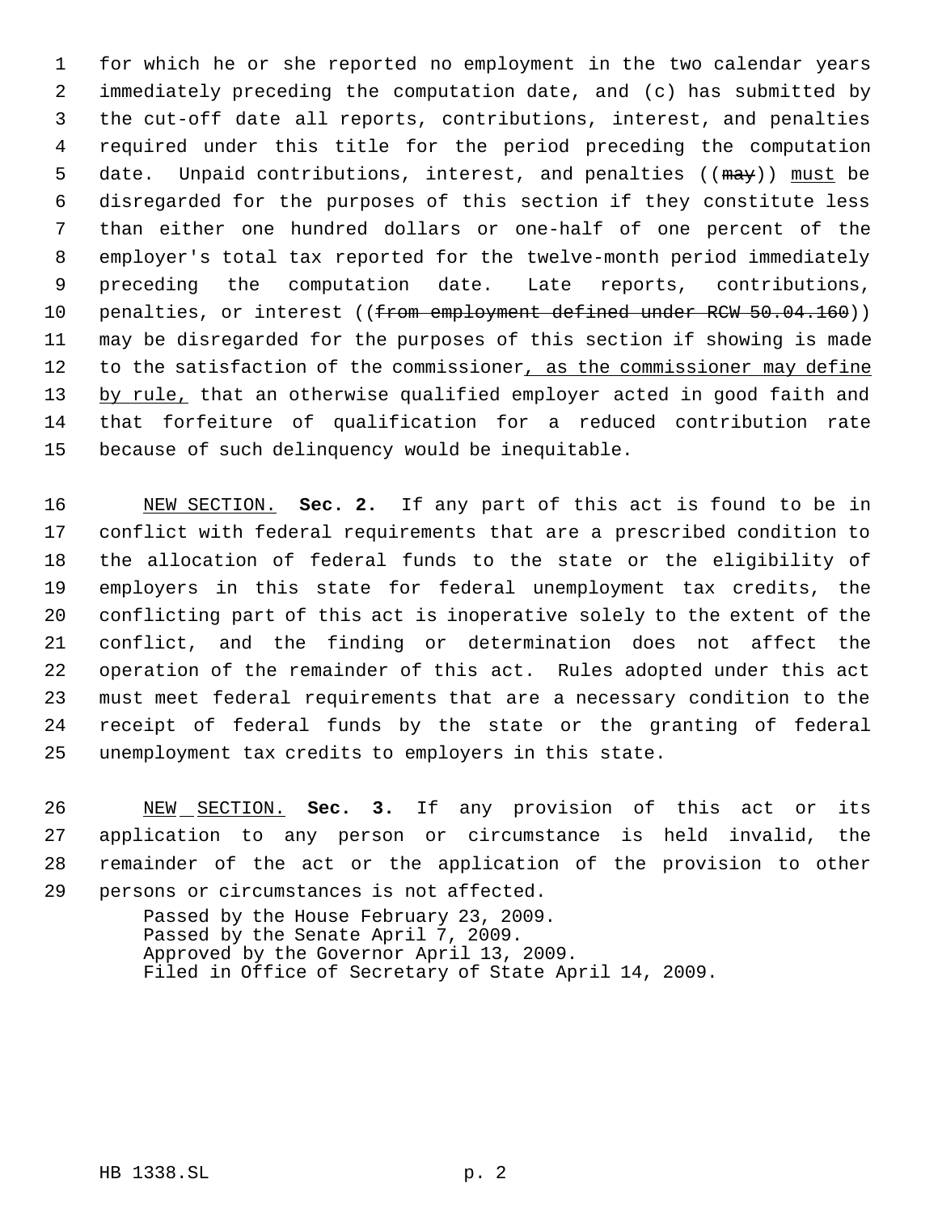for which he or she reported no employment in the two calendar years immediately preceding the computation date, and (c) has submitted by the cut-off date all reports, contributions, interest, and penalties required under this title for the period preceding the computation date. Unpaid contributions, interest, and penalties ((~~may~~)) <u>must</u> be disregarded for the purposes of this section if they constitute less than either one hundred dollars or one-half of one percent of the employer's total tax reported for the twelve-month period immediately preceding the computation date. Late reports, contributions, penalties, or interest ((~~from employment defined under RCW 50.04.160~~)) may be disregarded for the purposes of this section if showing is made to the satisfaction of the commissioner<u>, as the commissioner may define by rule,</u> that an otherwise qualified employer acted in good faith and that forfeiture of qualification for a reduced contribution rate because of such delinquency would be inequitable.

<u>NEW SECTION.</u> **Sec. 2.** If any part of this act is found to be in conflict with federal requirements that are a prescribed condition to the allocation of federal funds to the state or the eligibility of employers in this state for federal unemployment tax credits, the conflicting part of this act is inoperative solely to the extent of the conflict, and the finding or determination does not affect the operation of the remainder of this act. Rules adopted under this act must meet federal requirements that are a necessary condition to the receipt of federal funds by the state or the granting of federal unemployment tax credits to employers in this state.

<u>NEW SECTION.</u> **Sec. 3.** If any provision of this act or its application to any person or circumstance is held invalid, the remainder of the act or the application of the provision to other persons or circumstances is not affected.

Passed by the House February 23, 2009.
Passed by the Senate April 7, 2009.
Approved by the Governor April 13, 2009.
Filed in Office of Secretary of State April 14, 2009.